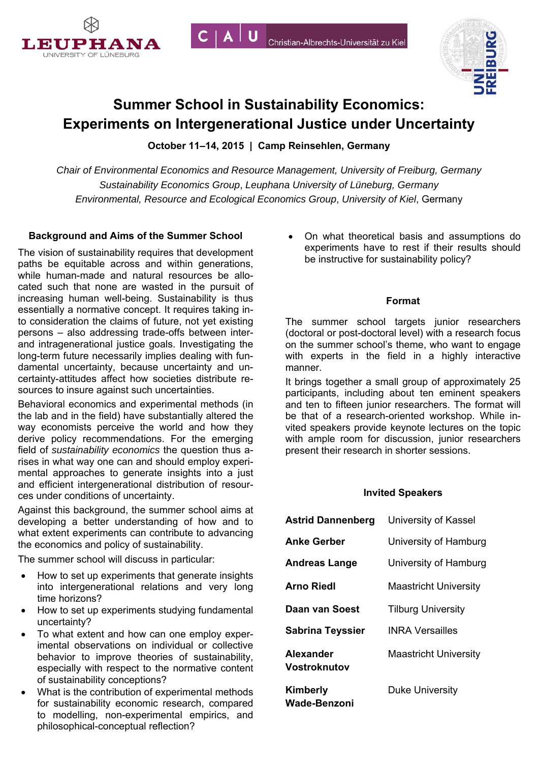# Summer School in Sustainability Economics: Experiments on Intergenerational Justice under Uncertainty

**October 11–14, 2015 | Camp Reinsehlen, Germany**

*Chair of Environmental Economics and Resource Management, University of Freiburg, Germany*
*Sustainability Economics Group*, *Leuphana University of Lüneburg, Germany*
*Environmental, Resource and Ecological Economics Group*, *University of Kiel*, Germany

## Background and Aims of the Summer School

The vision of sustainability requires that development paths be equitable across and within generations, while human-made and natural resources be allocated such that none are wasted in the pursuit of increasing human well-being. Sustainability is thus essentially a normative concept. It requires taking into consideration the claims of future, not yet existing persons – also addressing trade-offs between inter- and intragenerational justice goals. Investigating the long-term future necessarily implies dealing with fundamental uncertainty, because uncertainty and uncertainty-attitudes affect how societies distribute resources to insure against such uncertainties.

Behavioral economics and experimental methods (in the lab and in the field) have substantially altered the way economists perceive the world and how they derive policy recommendations. For the emerging field of *sustainability economics* the question thus arises in what way one can and should employ experimental approaches to generate insights into a just and efficient intergenerational distribution of resources under conditions of uncertainty.

Against this background, the summer school aims at developing a better understanding of how and to what extent experiments can contribute to advancing the economics and policy of sustainability.

The summer school will discuss in particular:

- How to set up experiments that generate insights into intergenerational relations and very long time horizons?
- How to set up experiments studying fundamental uncertainty?
- To what extent and how can one employ experimental observations on individual or collective behavior to improve theories of sustainability, especially with respect to the normative content of sustainability conceptions?
- What is the contribution of experimental methods for sustainability economic research, compared to modelling, non-experimental empirics, and philosophical-conceptual reflection?
- On what theoretical basis and assumptions do experiments have to rest if their results should be instructive for sustainability policy?

## Format

The summer school targets junior researchers (doctoral or post-doctoral level) with a research focus on the summer school's theme, who want to engage with experts in the field in a highly interactive manner.

It brings together a small group of approximately 25 participants, including about ten eminent speakers and ten to fifteen junior researchers. The format will be that of a research-oriented workshop. While invited speakers provide keynote lectures on the topic with ample room for discussion, junior researchers present their research in shorter sessions.

## Invited Speakers

| | |
|---|---|
| **Astrid Dannenberg** | University of Kassel |
| **Anke Gerber** | University of Hamburg |
| **Andreas Lange** | University of Hamburg |
| **Arno Riedl** | Maastricht University |
| **Daan van Soest** | Tilburg University |
| **Sabrina Teyssier** | INRA Versailles |
| **Alexander Vostroknutov** | Maastricht University |
| **Kimberly Wade-Benzoni** | Duke University |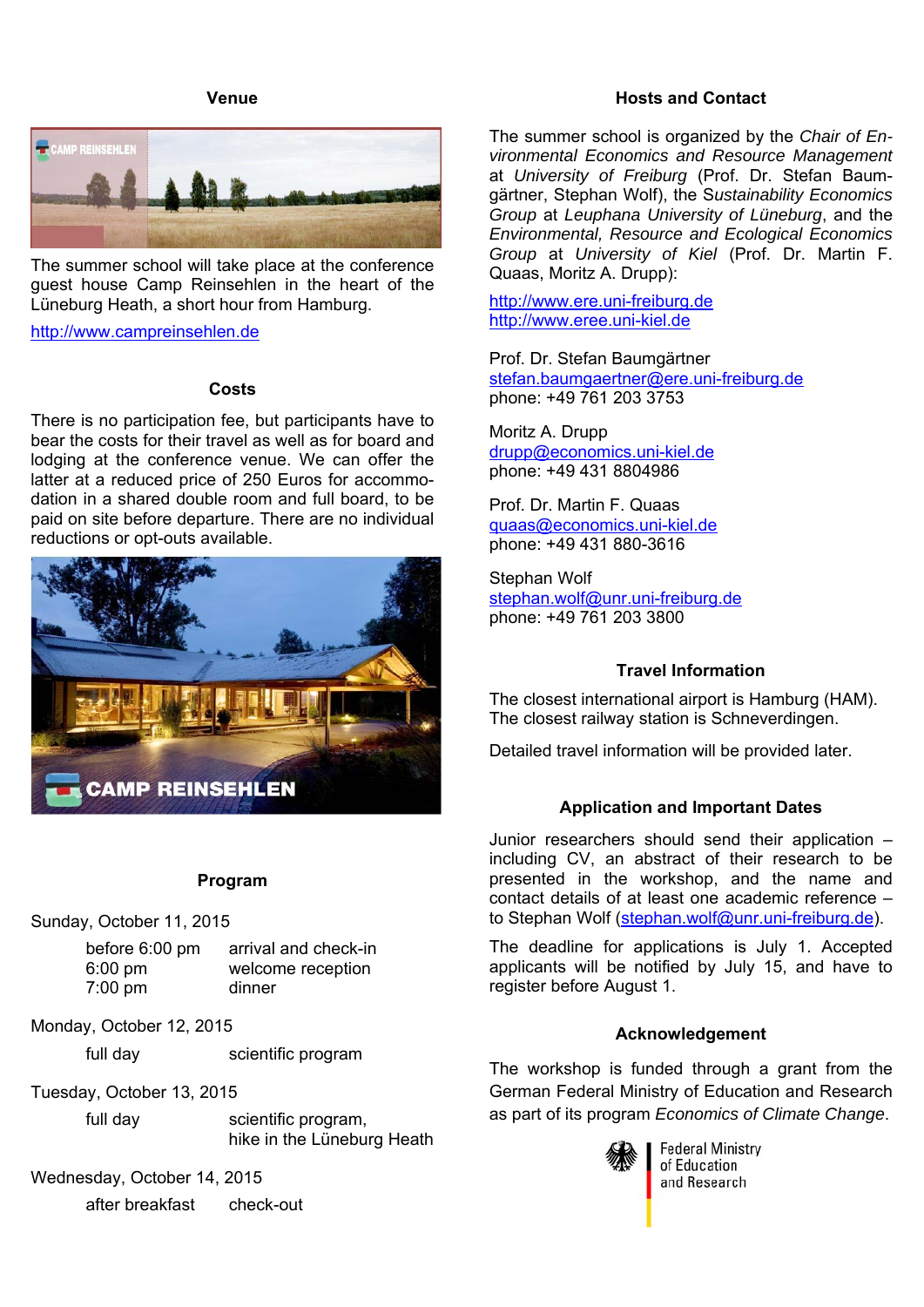## Venue

The summer school will take place at the conference guest house Camp Reinsehlen in the heart of the Lüneburg Heath, a short hour from Hamburg.

http://www.campreinsehlen.de

## Costs

There is no participation fee, but participants have to bear the costs for their travel as well as for board and lodging at the conference venue. We can offer the latter at a reduced price of 250 Euros for accommodation in a shared double room and full board, to be paid on site before departure. There are no individual reductions or opt-outs available.

## Program

Sunday, October 11, 2015

| | |
|---|---|
| before 6:00 pm | arrival and check-in |
| 6:00 pm | welcome reception |
| 7:00 pm | dinner |

Monday, October 12, 2015

| | |
|---|---|
| full day | scientific program |

Tuesday, October 13, 2015

| | |
|---|---|
| full day | scientific program, hike in the Lüneburg Heath |

Wednesday, October 14, 2015

| | |
|---|---|
| after breakfast | check-out |

## Hosts and Contact

The summer school is organized by the *Chair of Environmental Economics and Resource Management* at *University of Freiburg* (Prof. Dr. Stefan Baumgärtner, Stephan Wolf), the *Sustainability Economics Group* at *Leuphana University of Lüneburg*, and the *Environmental, Resource and Ecological Economics Group* at *University of Kiel* (Prof. Dr. Martin F. Quaas, Moritz A. Drupp):

http://www.ere.uni-freiburg.de
http://www.eree.uni-kiel.de

Prof. Dr. Stefan Baumgärtner
stefan.baumgaertner@ere.uni-freiburg.de
phone: +49 761 203 3753

Moritz A. Drupp
drupp@economics.uni-kiel.de
phone: +49 431 8804986

Prof. Dr. Martin F. Quaas
quaas@economics.uni-kiel.de
phone: +49 431 880-3616

Stephan Wolf
stephan.wolf@unr.uni-freiburg.de
phone: +49 761 203 3800

## Travel Information

The closest international airport is Hamburg (HAM). The closest railway station is Schneverdingen.

Detailed travel information will be provided later.

## Application and Important Dates

Junior researchers should send their application – including CV, an abstract of their research to be presented in the workshop, and the name and contact details of at least one academic reference – to Stephan Wolf (stephan.wolf@unr.uni-freiburg.de).

The deadline for applications is July 1. Accepted applicants will be notified by July 15, and have to register before August 1.

## Acknowledgement

The workshop is funded through a grant from the German Federal Ministry of Education and Research as part of its program *Economics of Climate Change*.

Federal Ministry of Education and Research